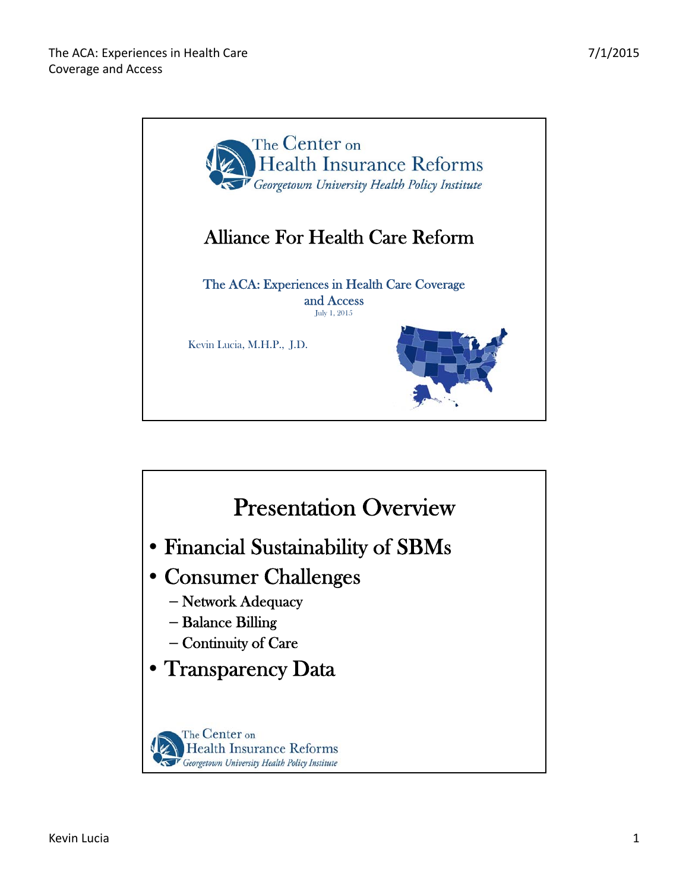The Center on Health Insurance Reforms
*Georgetown University Health Policy Institute*

# Alliance For Health Care Reform

## The ACA: Experiences in Health Care Coverage and Access

July 1, 2015

Kevin Lucia, M.H.P., J.D.

# Presentation Overview

- Financial Sustainability of SBMs
- Consumer Challenges
  - Network Adequacy
  - Balance Billing
  - Continuity of Care
- Transparency Data

The Center on Health Insurance Reforms
*Georgetown University Health Policy Institute*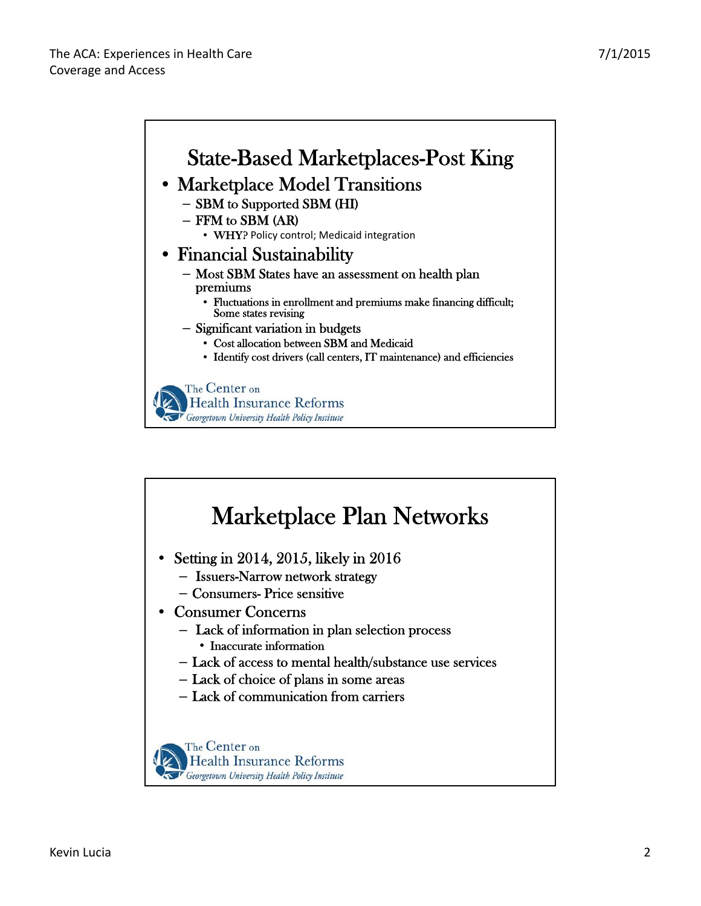## State-Based Marketplaces-Post King

- Marketplace Model Transitions
  - SBM to Supported SBM (HI)
  - FFM to SBM (AR)
    - WHY? Policy control; Medicaid integration
- Financial Sustainability
  - Most SBM States have an assessment on health plan premiums
    - Fluctuations in enrollment and premiums make financing difficult; Some states revising
  - Significant variation in budgets
    - Cost allocation between SBM and Medicaid
    - Identify cost drivers (call centers, IT maintenance) and efficiencies

The Center on Health Insurance Reforms
*Georgetown University Health Policy Institute*

## Marketplace Plan Networks

- Setting in 2014, 2015, likely in 2016
  - Issuers-Narrow network strategy
  - Consumers- Price sensitive
- Consumer Concerns
  - Lack of information in plan selection process
    - Inaccurate information
  - Lack of access to mental health/substance use services
  - Lack of choice of plans in some areas
  - Lack of communication from carriers

The Center on Health Insurance Reforms
*Georgetown University Health Policy Institute*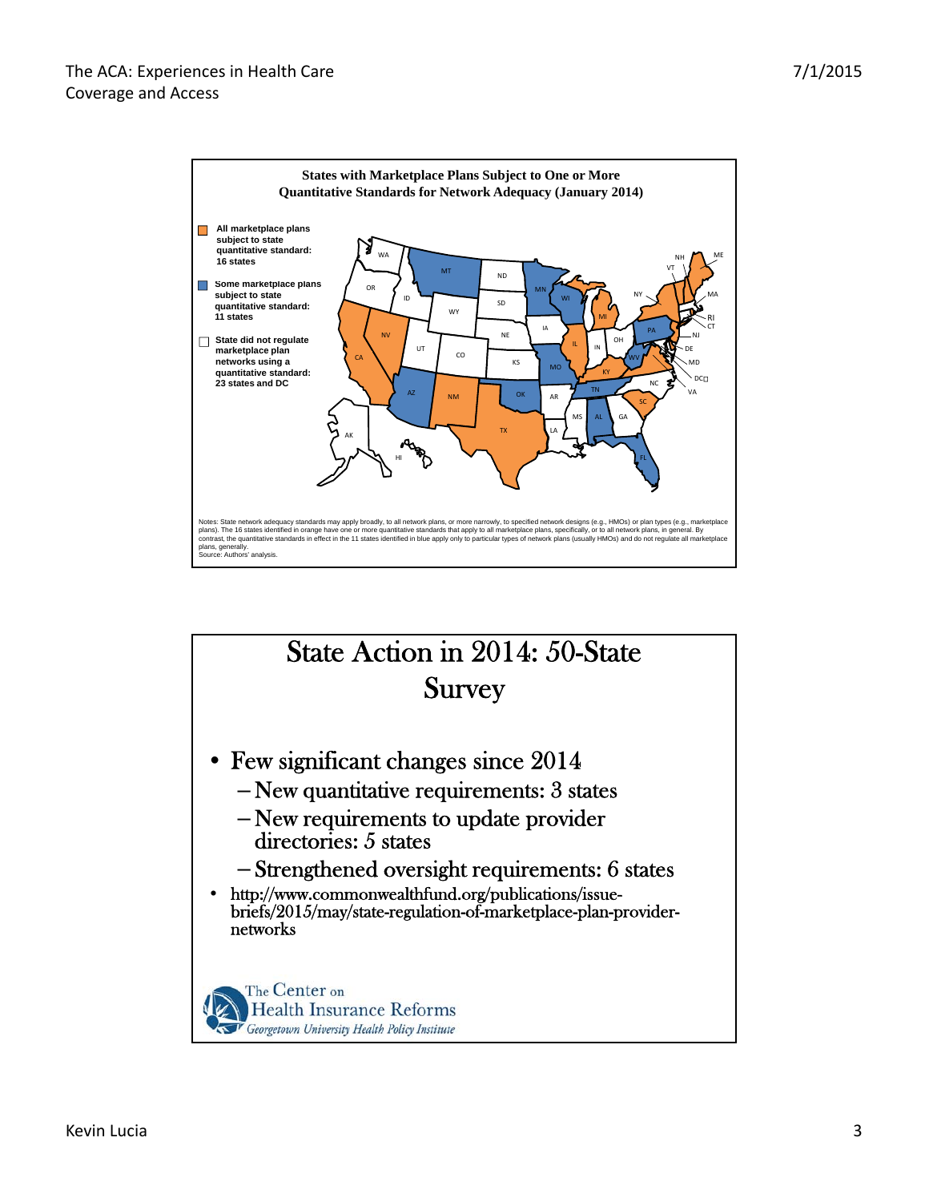### States with Marketplace Plans Subject to One or More Quantitative Standards for Network Adequacy (January 2014)

- All marketplace plans subject to state quantitative standard: 16 states
- Some marketplace plans subject to state quantitative standard: 11 states
- State did not regulate marketplace plan networks using a quantitative standard: 23 states and DC

Notes: State network adequacy standards may apply broadly, to all network plans, or more narrowly, to specified network designs (e.g., HMOs) or plan types (e.g., marketplace plans). The 16 states identified in orange have one or more quantitative standards that apply to all marketplace plans, specifically, or to all network plans, in general. By contrast, the quantitative standards in effect in the 11 states identified in blue apply only to particular types of network plans (usually HMOs) and do not regulate all marketplace plans, generally.
Source: Authors' analysis.

## State Action in 2014: 50-State Survey

- Few significant changes since 2014
  - New quantitative requirements: 3 states
  - New requirements to update provider directories: 5 states
  - Strengthened oversight requirements: 6 states
- http://www.commonwealthfund.org/publications/issue-briefs/2015/may/state-regulation-of-marketplace-plan-provider-networks

The Center on Health Insurance Reforms
*Georgetown University Health Policy Institute*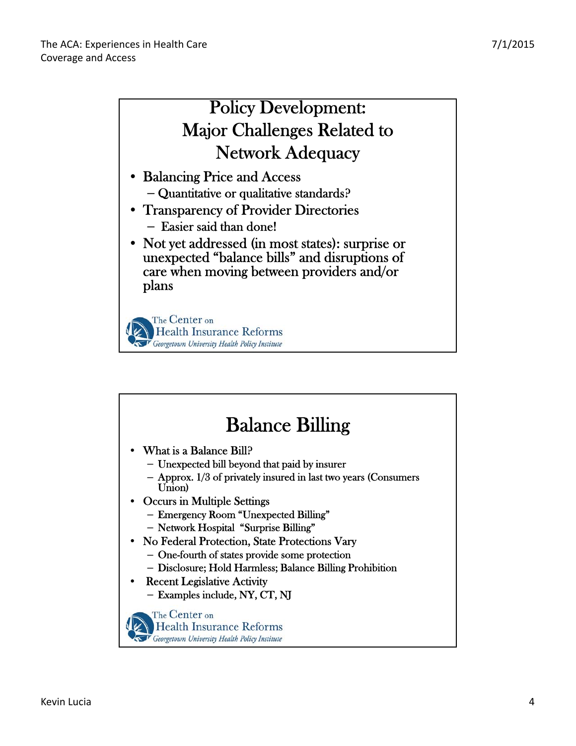## Policy Development: Major Challenges Related to Network Adequacy

- Balancing Price and Access
  - Quantitative or qualitative standards?
- Transparency of Provider Directories
  - Easier said than done!
- Not yet addressed (in most states): surprise or unexpected "balance bills" and disruptions of care when moving between providers and/or plans

The Center on Health Insurance Reforms
*Georgetown University Health Policy Institute*

## Balance Billing

- What is a Balance Bill?
  - Unexpected bill beyond that paid by insurer
  - Approx. 1/3 of privately insured in last two years (Consumers Union)
- Occurs in Multiple Settings
  - Emergency Room "Unexpected Billing"
  - Network Hospital "Surprise Billing"
- No Federal Protection, State Protections Vary
  - One-fourth of states provide some protection
  - Disclosure; Hold Harmless; Balance Billing Prohibition
- Recent Legislative Activity
  - Examples include, NY, CT, NJ

The Center on Health Insurance Reforms
*Georgetown University Health Policy Institute*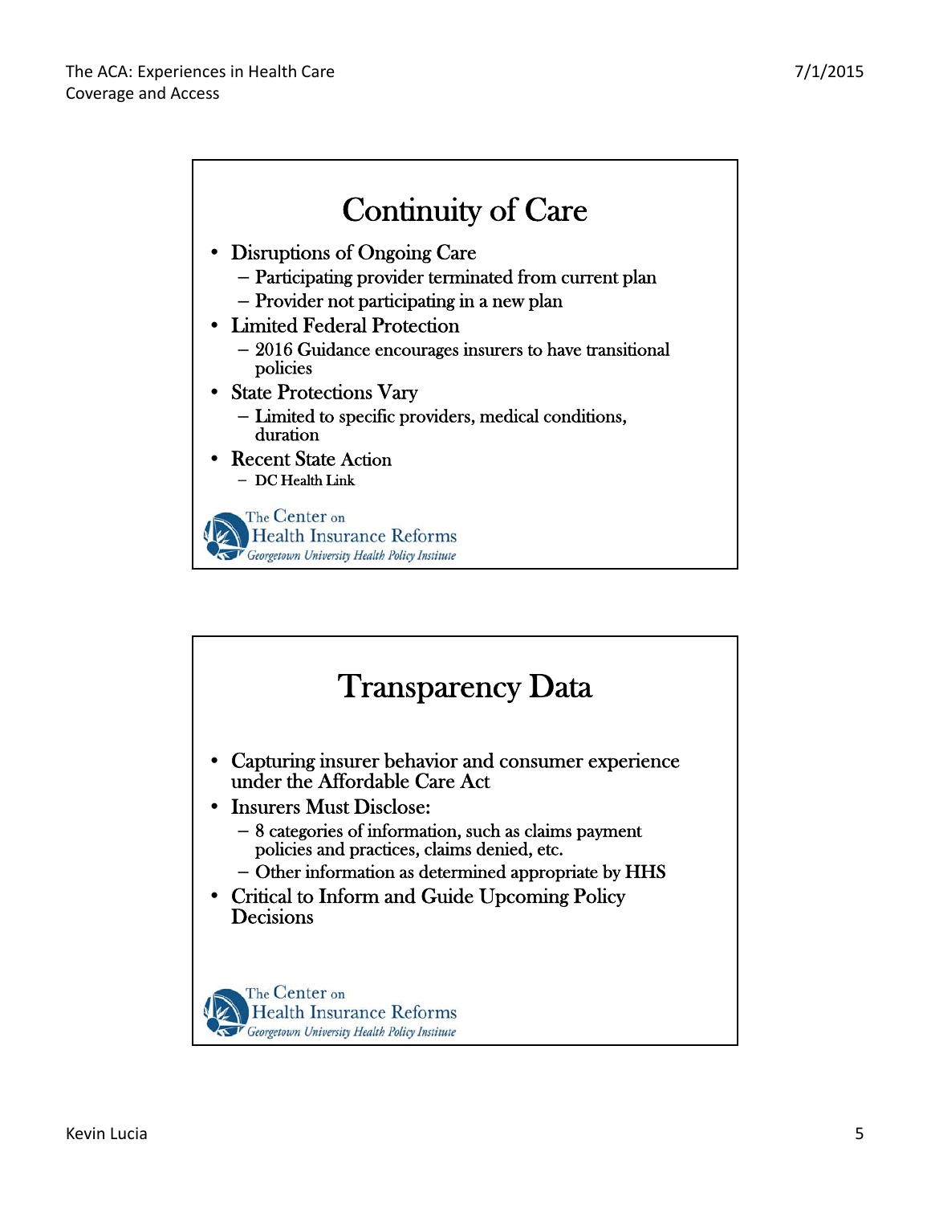## Continuity of Care

- Disruptions of Ongoing Care
  - Participating provider terminated from current plan
  - Provider not participating in a new plan
- Limited Federal Protection
  - 2016 Guidance encourages insurers to have transitional policies
- State Protections Vary
  - Limited to specific providers, medical conditions, duration
- Recent State Action
  - DC Health Link

The Center on Health Insurance Reforms
*Georgetown University Health Policy Institute*

## Transparency Data

- Capturing insurer behavior and consumer experience under the Affordable Care Act
- Insurers Must Disclose:
  - 8 categories of information, such as claims payment policies and practices, claims denied, etc.
  - Other information as determined appropriate by HHS
- Critical to Inform and Guide Upcoming Policy Decisions

The Center on Health Insurance Reforms
*Georgetown University Health Policy Institute*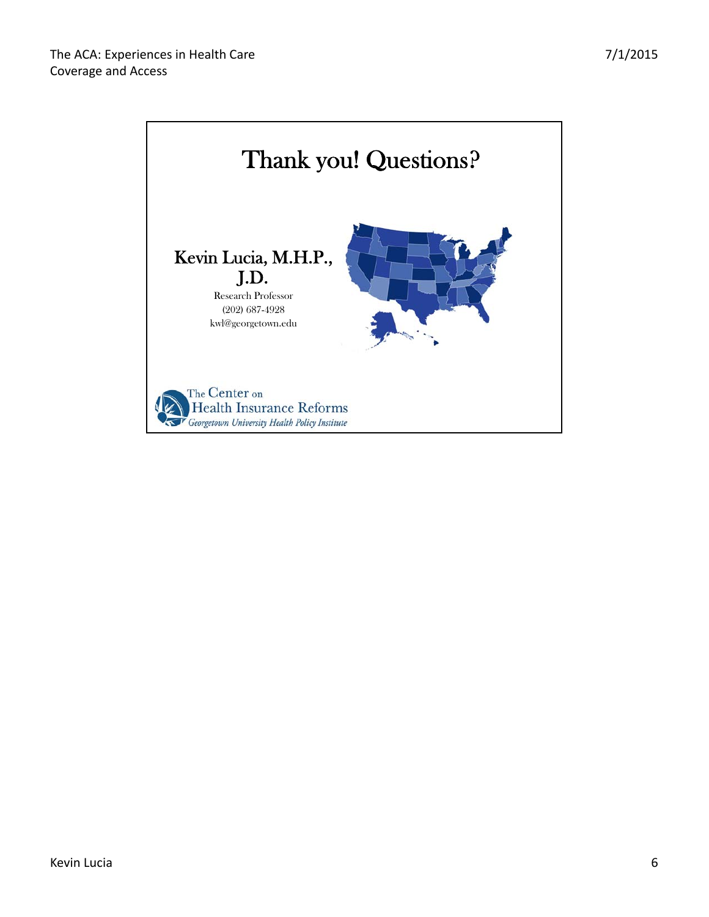# Thank you! Questions?

**Kevin Lucia, M.H.P., J.D.**

Research Professor

(202) 687-4928

kwl@georgetown.edu

The Center on Health Insurance Reforms

*Georgetown University Health Policy Institute*